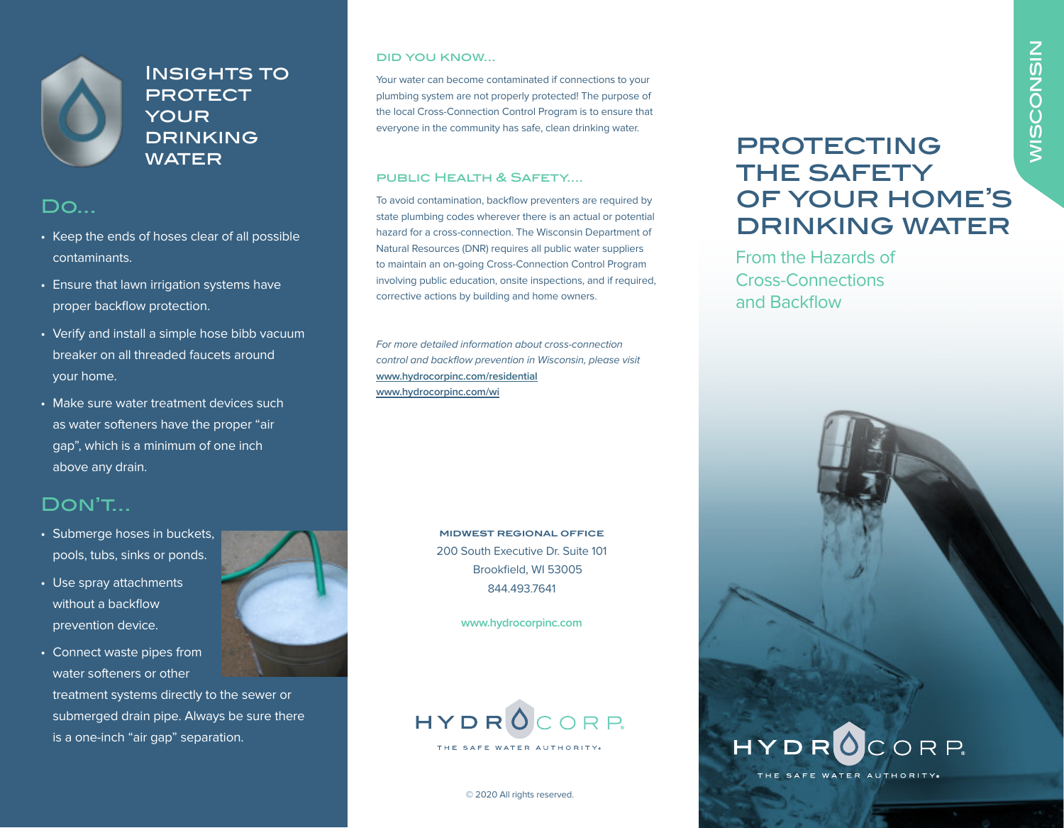# Insights to Protect Your Drinking Water

## Do...

- Keep the ends of hoses clear of all possible contaminants.
- Ensure that lawn irrigation systems have proper backflow protection.
- Verify and install a simple hose bibb vacuum breaker on all threaded faucets around your home.
- Make sure water treatment devices such as water softeners have the proper "air gap", which is a minimum of one inch above any drain.

## Don't...

- Submerge hoses in buckets, pools, tubs, sinks or ponds.
- Use spray attachments without a backflow prevention device.
- Connect waste pipes from water softeners or other treatment systems directly to the sewer or submerged drain pipe. Always be sure there is a one-inch "air gap" separation.

### Did You Know...

Your water can become contaminated if connections to your plumbing system are not properly protected! The purpose of the local Cross-Connection Control Program is to ensure that everyone in the community has safe, clean drinking water.

### Public Health & Safety....

To avoid contamination, backflow preventers are required by state plumbing codes wherever there is an actual or potential hazard for a cross-connection. The Wisconsin Department of Natural Resources (DNR) requires all public water suppliers to maintain an on-going Cross-Connection Control Program involving public education, onsite inspections, and if required, corrective actions by building and home owners.

*For more detailed information about cross-connection control and backflow prevention in Wisconsin, please visit*
[www.hydrocorpinc.com/residential](www.hydrocorpinc.com/residential)
[www.hydrocorpinc.com/wi](www.hydrocorpinc.com/wi)

**MIDWEST REGIONAL OFFICE**
200 South Executive Dr. Suite 101
Brookfield, WI 53005
844.493.7641

www.hydrocorpinc.com

HYDROCORP.
THE SAFE WATER AUTHORITY.

© 2020 All rights reserved.

# Protecting the Safety of Your Home's Drinking Water

## From the Hazards of Cross-Connections and Backflow

WISCONSIN

HYDROCORP.
THE SAFE WATER AUTHORITY.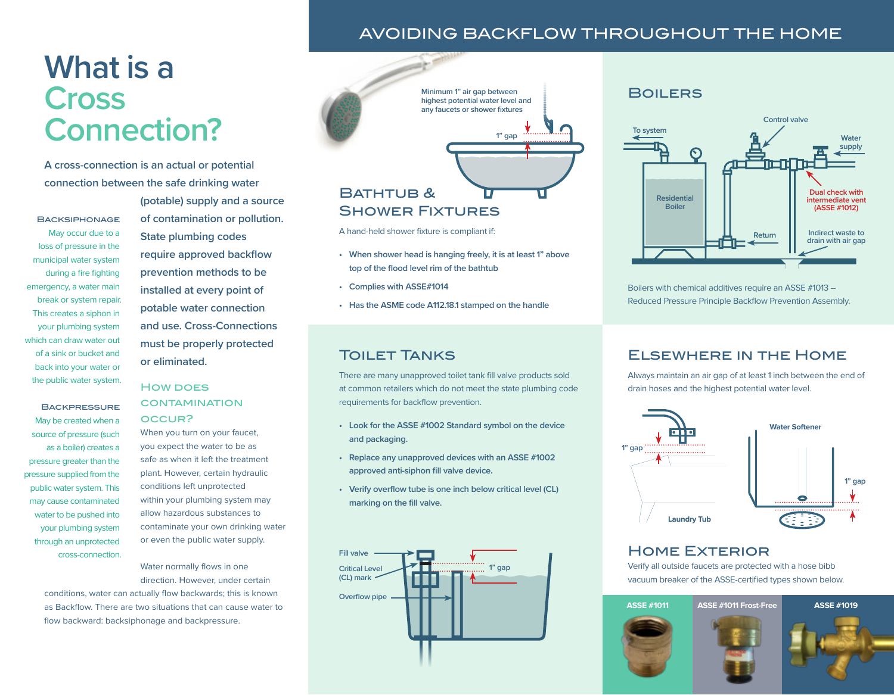# What is a Cross Connection?

A cross-connection is an actual or potential connection between the safe drinking water (potable) supply and a source of contamination or pollution. State plumbing codes require approved backflow prevention methods to be installed at every point of potable water connection and use. Cross-Connections must be properly protected or eliminated.

### Backsiphonage

May occur due to a loss of pressure in the municipal water system during a fire fighting emergency, a water main break or system repair. This creates a siphon in your plumbing system which can draw water out of a sink or bucket and back into your water or the public water system.

### Backpressure

May be created when a source of pressure (such as a boiler) creates a pressure greater than the pressure supplied from the public water system. This may cause contaminated water to be pushed into your plumbing system through an unprotected cross-connection.

## How Does Contamination Occur?

When you turn on your faucet, you expect the water to be as safe as when it left the treatment plant. However, certain hydraulic conditions left unprotected within your plumbing system may allow hazardous substances to contaminate your own drinking water or even the public water supply.

Water normally flows in one direction. However, under certain conditions, water can actually flow backwards; this is known as Backflow. There are two situations that can cause water to flow backward: backsiphonage and backpressure.

# Avoiding Backflow Throughout the Home

## Bathtub & Shower Fixtures

Minimum 1" air gap between highest potential water level and any faucets or shower fixtures

1" gap

A hand-held shower fixture is compliant if:

- When shower head is hanging freely, it is at least 1" above top of the flood level rim of the bathtub
- Complies with ASSE#1014
- Has the ASME code A112.18.1 stamped on the handle

## Boilers

To system

Control valve

Water supply

Residential Boiler

Dual check with intermediate vent (ASSE #1012)

Return

Indirect waste to drain with air gap

Boilers with chemical additives require an ASSE #1013 – Reduced Pressure Principle Backflow Prevention Assembly.

## Toilet Tanks

There are many unapproved toilet tank fill valve products sold at common retailers which do not meet the state plumbing code requirements for backflow prevention.

- Look for the ASSE #1002 Standard symbol on the device and packaging.
- Replace any unapproved devices with an ASSE #1002 approved anti-siphon fill valve device.
- Verify overflow tube is one inch below critical level (CL) marking on the fill valve.

Fill valve

Critical Level (CL) mark

Overflow pipe

1" gap

## Elsewhere in the Home

Always maintain an air gap of at least 1 inch between the end of drain hoses and the highest potential water level.

1" gap

Laundry Tub

Water Softener

1" gap

## Home Exterior

Verify all outside faucets are protected with a hose bibb vacuum breaker of the ASSE-certified types shown below.

ASSE #1011

ASSE #1011 Frost-Free

ASSE #1019